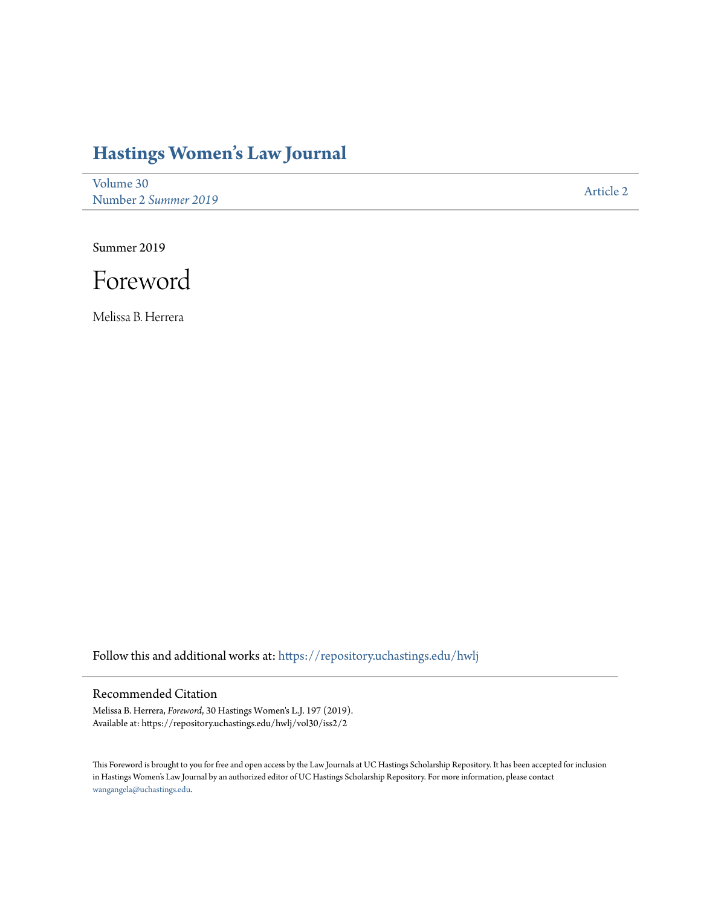# Hastings Women's Law Journal

Volume 30
Number 2 *Summer 2019*

Article 2

Summer 2019

# Foreword

Melissa B. Herrera

Follow this and additional works at: https://repository.uchastings.edu/hwlj

## Recommended Citation

Melissa B. Herrera, *Foreword*, 30 Hastings Women's L.J. 197 (2019).
Available at: https://repository.uchastings.edu/hwlj/vol30/iss2/2

This Foreword is brought to you for free and open access by the Law Journals at UC Hastings Scholarship Repository. It has been accepted for inclusion in Hastings Women's Law Journal by an authorized editor of UC Hastings Scholarship Repository. For more information, please contact wangangela@uchastings.edu.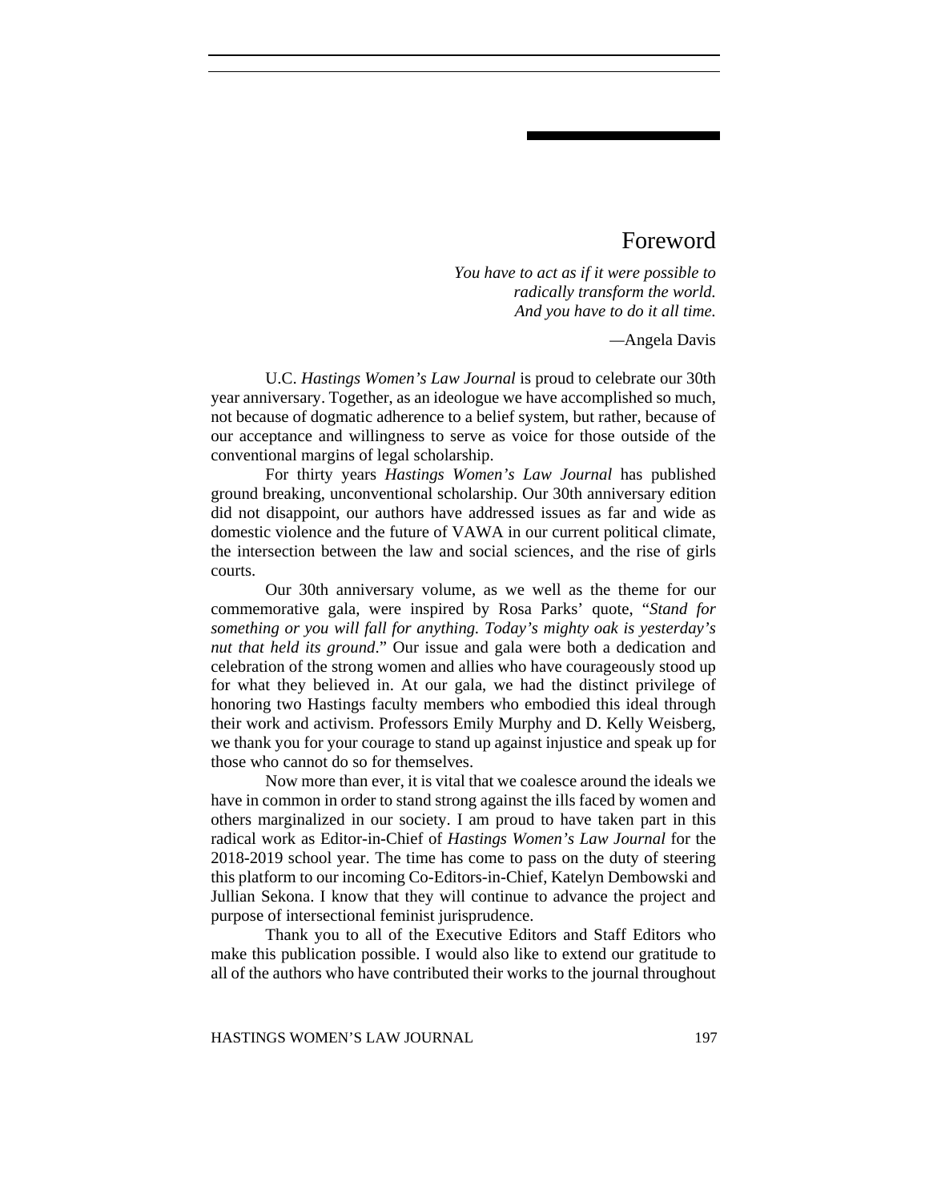# Foreword

*You have to act as if it were possible to*
*radically transform the world.*
*And you have to do it all time.*

—Angela Davis

U.C. *Hastings Women's Law Journal* is proud to celebrate our 30th year anniversary. Together, as an ideologue we have accomplished so much, not because of dogmatic adherence to a belief system, but rather, because of our acceptance and willingness to serve as voice for those outside of the conventional margins of legal scholarship.

For thirty years *Hastings Women's Law Journal* has published ground breaking, unconventional scholarship. Our 30th anniversary edition did not disappoint, our authors have addressed issues as far and wide as domestic violence and the future of VAWA in our current political climate, the intersection between the law and social sciences, and the rise of girls courts.

Our 30th anniversary volume, as we well as the theme for our commemorative gala, were inspired by Rosa Parks' quote, "*Stand for something or you will fall for anything. Today's mighty oak is yesterday's nut that held its ground*." Our issue and gala were both a dedication and celebration of the strong women and allies who have courageously stood up for what they believed in. At our gala, we had the distinct privilege of honoring two Hastings faculty members who embodied this ideal through their work and activism. Professors Emily Murphy and D. Kelly Weisberg, we thank you for your courage to stand up against injustice and speak up for those who cannot do so for themselves.

Now more than ever, it is vital that we coalesce around the ideals we have in common in order to stand strong against the ills faced by women and others marginalized in our society. I am proud to have taken part in this radical work as Editor-in-Chief of *Hastings Women's Law Journal* for the 2018-2019 school year. The time has come to pass on the duty of steering this platform to our incoming Co-Editors-in-Chief, Katelyn Dembowski and Jullian Sekona. I know that they will continue to advance the project and purpose of intersectional feminist jurisprudence.

Thank you to all of the Executive Editors and Staff Editors who make this publication possible. I would also like to extend our gratitude to all of the authors who have contributed their works to the journal throughout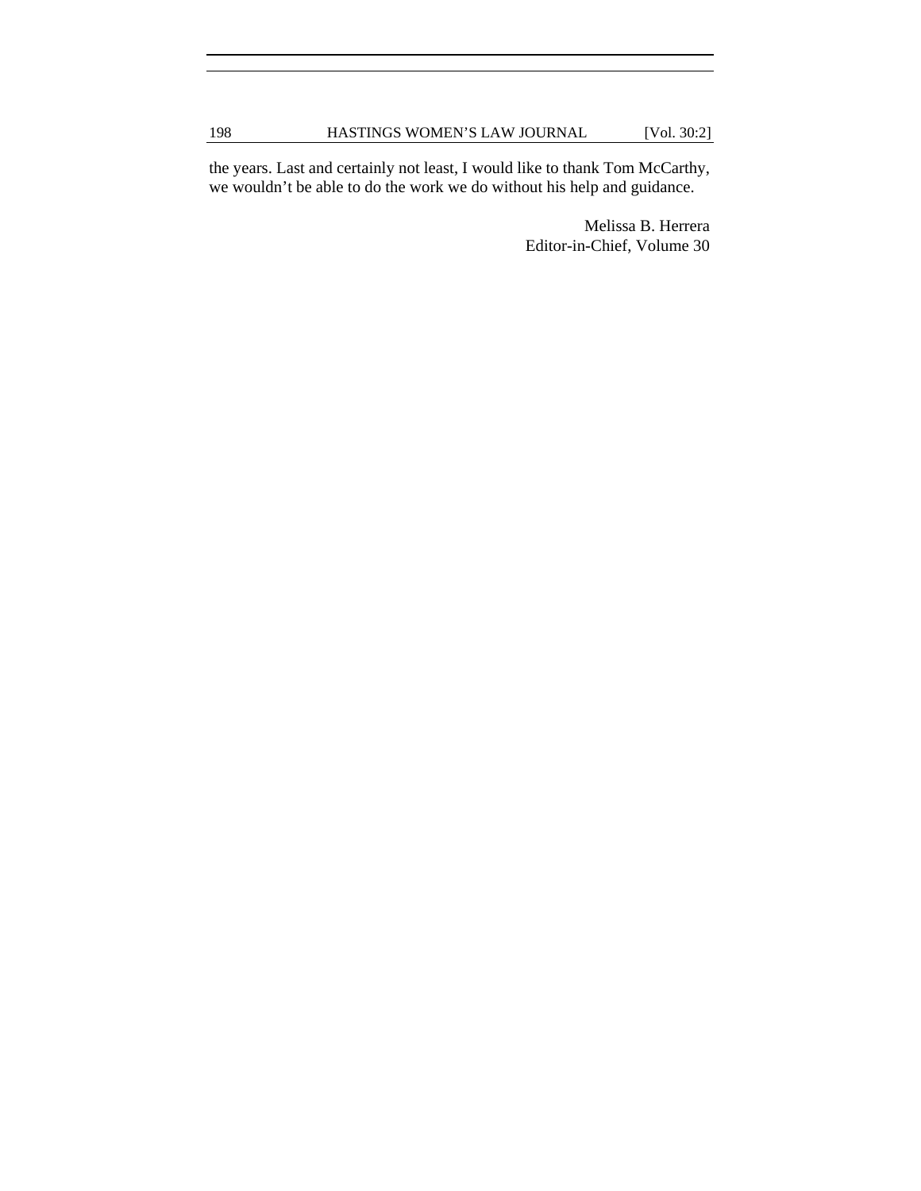the years. Last and certainly not least, I would like to thank Tom McCarthy, we wouldn't be able to do the work we do without his help and guidance.

Melissa B. Herrera
Editor-in-Chief, Volume 30